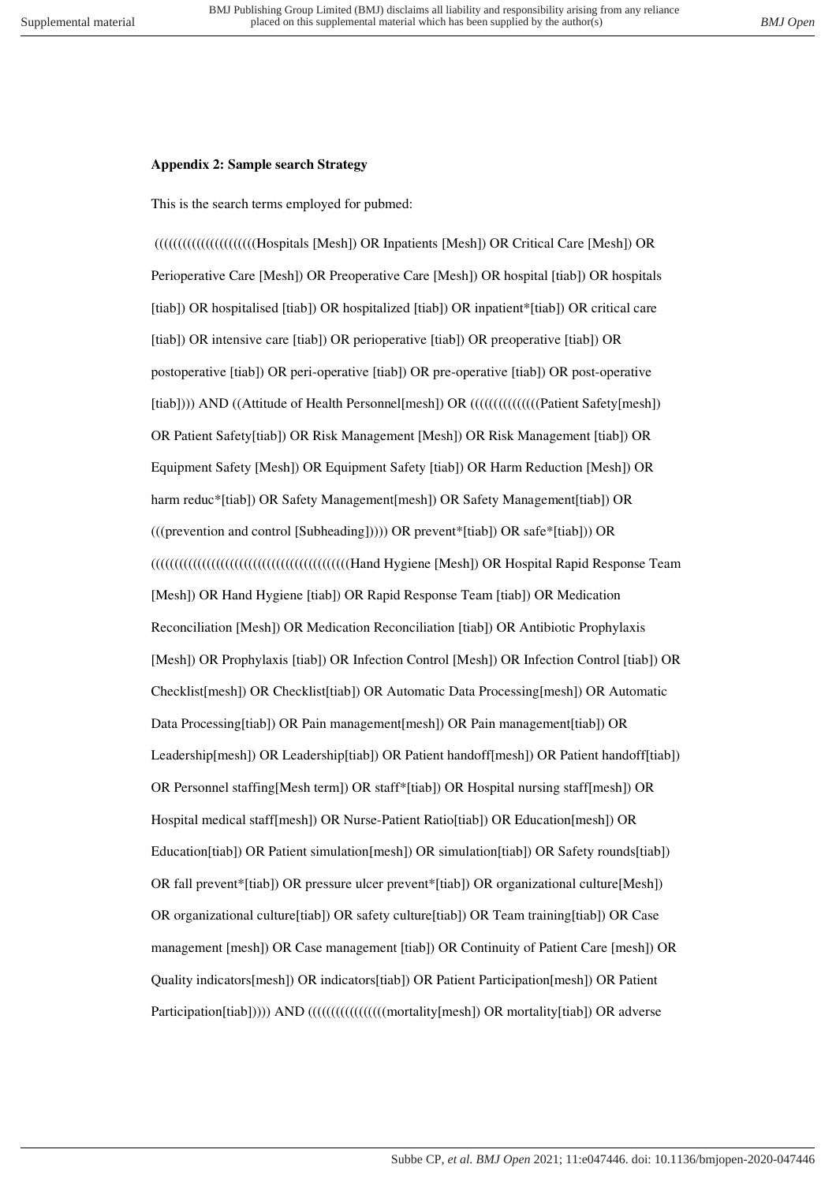**Appendix 2: Sample search Strategy**

This is the search terms employed for pubmed:

((((((((((((((((((((Hospitals [Mesh]) OR Inpatients [Mesh]) OR Critical Care [Mesh]) OR Perioperative Care [Mesh]) OR Preoperative Care [Mesh]) OR hospital [tiab]) OR hospitals [tiab]) OR hospitalised [tiab]) OR hospitalized [tiab]) OR inpatient*[tiab]) OR critical care [tiab]) OR intensive care [tiab]) OR perioperative [tiab]) OR preoperative [tiab]) OR postoperative [tiab]) OR peri-operative [tiab]) OR pre-operative [tiab]) OR post-operative [tiab]))) AND ((Attitude of Health Personnel[mesh]) OR (((((((((((((Patient Safety[mesh]) OR Patient Safety[tiab]) OR Risk Management [Mesh]) OR Risk Management [tiab]) OR Equipment Safety [Mesh]) OR Equipment Safety [tiab]) OR Harm Reduction [Mesh]) OR harm reduc*[tiab]) OR Safety Management[mesh]) OR Safety Management[tiab]) OR (((prevention and control [Subheading])))) OR prevent*[tiab]) OR safe*[tiab])) OR ((((((((((((((((((((((((((((((((((((((((((Hand Hygiene [Mesh]) OR Hospital Rapid Response Team [Mesh]) OR Hand Hygiene [tiab]) OR Rapid Response Team [tiab]) OR Medication Reconciliation [Mesh]) OR Medication Reconciliation [tiab]) OR Antibiotic Prophylaxis [Mesh]) OR Prophylaxis [tiab]) OR Infection Control [Mesh]) OR Infection Control [tiab]) OR Checklist[mesh]) OR Checklist[tiab]) OR Automatic Data Processing[mesh]) OR Automatic Data Processing[tiab]) OR Pain management[mesh]) OR Pain management[tiab]) OR Leadership[mesh]) OR Leadership[tiab]) OR Patient handoff[mesh]) OR Patient handoff[tiab]) OR Personnel staffing[Mesh term]) OR staff*[tiab]) OR Hospital nursing staff[mesh]) OR Hospital medical staff[mesh]) OR Nurse-Patient Ratio[tiab]) OR Education[mesh]) OR Education[tiab]) OR Patient simulation[mesh]) OR simulation[tiab]) OR Safety rounds[tiab]) OR fall prevent*[tiab]) OR pressure ulcer prevent*[tiab]) OR organizational culture[Mesh]) OR organizational culture[tiab]) OR safety culture[tiab]) OR Team training[tiab]) OR Case management [mesh]) OR Case management [tiab]) OR Continuity of Patient Care [mesh]) OR Quality indicators[mesh]) OR indicators[tiab]) OR Patient Participation[mesh]) OR Patient Participation[tiab])))) AND (((((((((((((((mortality[mesh]) OR mortality[tiab]) OR adverse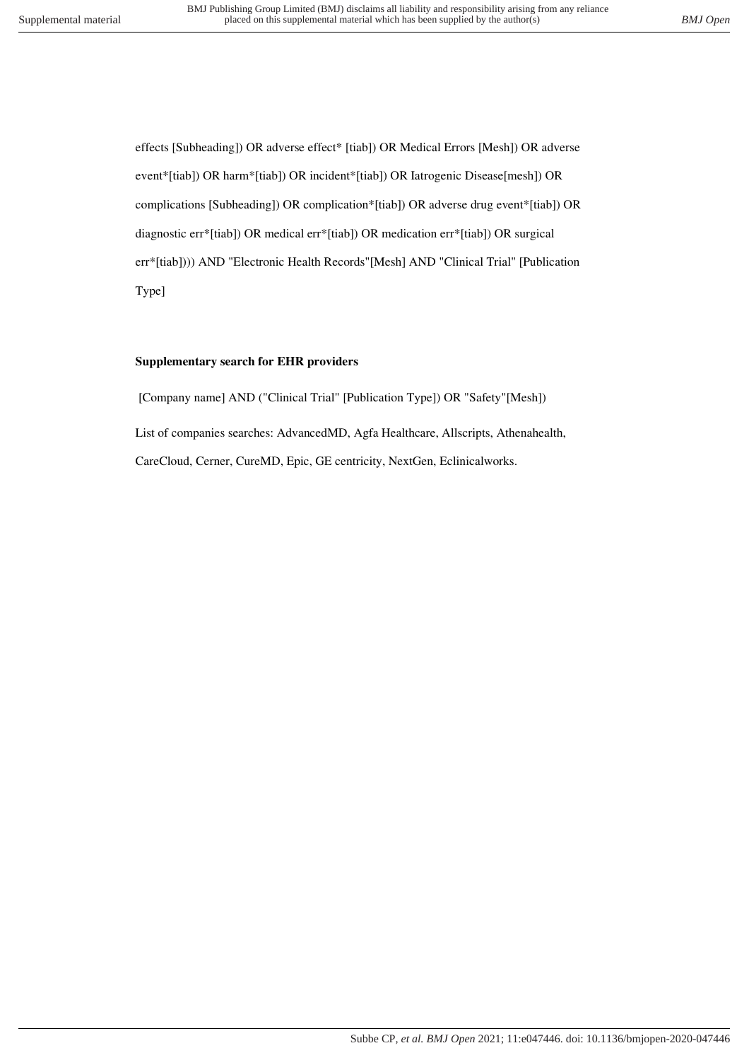effects [Subheading]) OR adverse effect* [tiab]) OR Medical Errors [Mesh]) OR adverse event*[tiab]) OR harm*[tiab]) OR incident*[tiab]) OR Iatrogenic Disease[mesh]) OR complications [Subheading]) OR complication*[tiab]) OR adverse drug event*[tiab]) OR diagnostic err*[tiab]) OR medical err*[tiab]) OR medication err*[tiab]) OR surgical err*[tiab]))) AND "Electronic Health Records"[Mesh] AND "Clinical Trial" [Publication Type]

**Supplementary search for EHR providers**

[Company name] AND ("Clinical Trial" [Publication Type]) OR "Safety"[Mesh])

List of companies searches: AdvancedMD, Agfa Healthcare, Allscripts, Athenahealth, CareCloud, Cerner, CureMD, Epic, GE centricity, NextGen, Eclinicalworks.